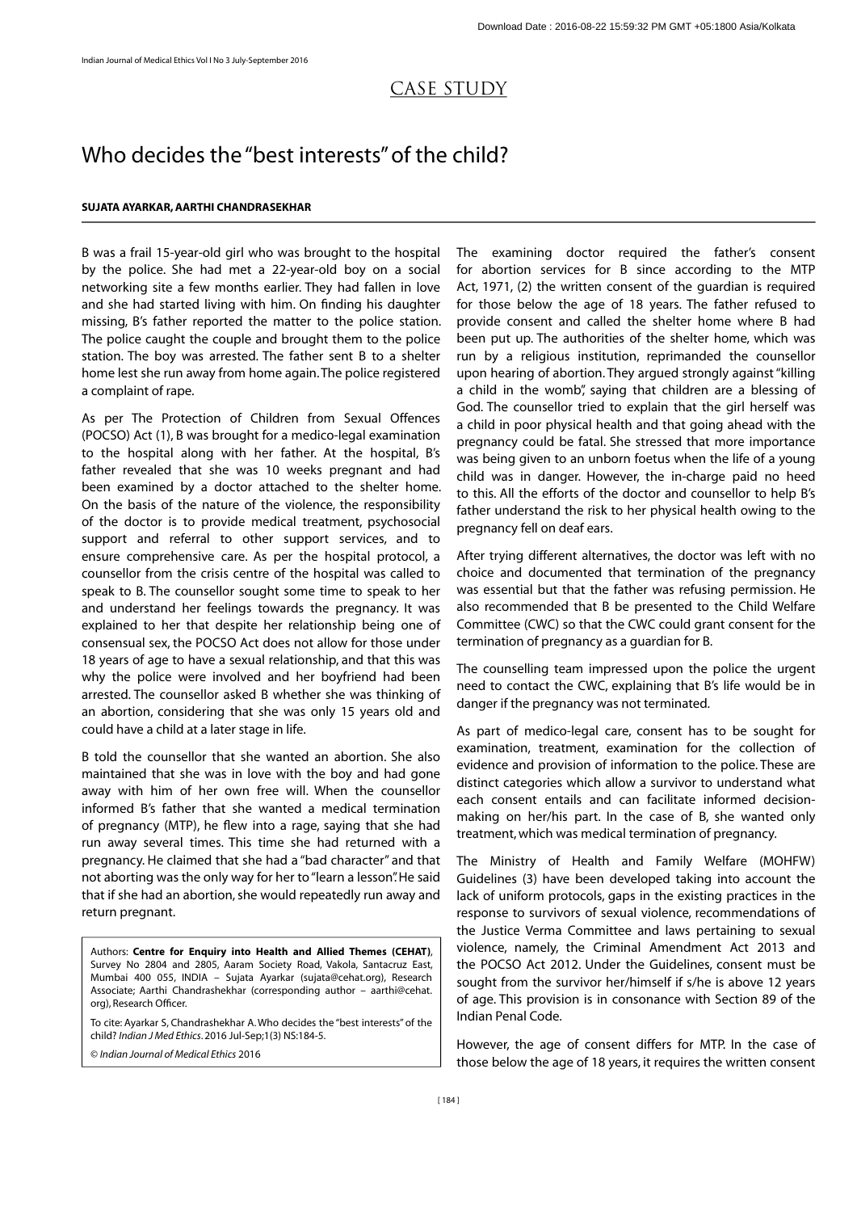## CASE STUDY

# Who decides the "best interests" of the child?

**SUJATA AYARKAR, AARTHI CHANDRASEKHAR**

B was a frail 15-year-old girl who was brought to the hospital by the police. She had met a 22-year-old boy on a social networking site a few months earlier. They had fallen in love and she had started living with him. On finding his daughter missing, B's father reported the matter to the police station. The police caught the couple and brought them to the police station. The boy was arrested. The father sent B to a shelter home lest she run away from home again. The police registered a complaint of rape.

As per The Protection of Children from Sexual Offences (POCSO) Act (1), B was brought for a medico-legal examination to the hospital along with her father. At the hospital, B's father revealed that she was 10 weeks pregnant and had been examined by a doctor attached to the shelter home. On the basis of the nature of the violence, the responsibility of the doctor is to provide medical treatment, psychosocial support and referral to other support services, and to ensure comprehensive care. As per the hospital protocol, a counsellor from the crisis centre of the hospital was called to speak to B. The counsellor sought some time to speak to her and understand her feelings towards the pregnancy. It was explained to her that despite her relationship being one of consensual sex, the POCSO Act does not allow for those under 18 years of age to have a sexual relationship, and that this was why the police were involved and her boyfriend had been arrested. The counsellor asked B whether she was thinking of an abortion, considering that she was only 15 years old and could have a child at a later stage in life.

B told the counsellor that she wanted an abortion. She also maintained that she was in love with the boy and had gone away with him of her own free will. When the counsellor informed B's father that she wanted a medical termination of pregnancy (MTP), he flew into a rage, saying that she had run away several times. This time she had returned with a pregnancy. He claimed that she had a "bad character" and that not aborting was the only way for her to "learn a lesson". He said that if she had an abortion, she would repeatedly run away and return pregnant.

Authors: **Centre for Enquiry into Health and Allied Themes (CEHAT)**, Survey No 2804 and 2805, Aaram Society Road, Vakola, Santacruz East, Mumbai 400 055, INDIA – Sujata Ayarkar (sujata@cehat.org), Research Associate; Aarthi Chandrashekhar (corresponding author – aarthi@cehat.org), Research Officer.

To cite: Ayarkar S, Chandrashekhar A. Who decides the "best interests" of the child? *Indian J Med Ethics*. 2016 Jul-Sep;1(3) NS:184-5.

© *Indian Journal of Medical Ethics* 2016

The examining doctor required the father's consent for abortion services for B since according to the MTP Act, 1971, (2) the written consent of the guardian is required for those below the age of 18 years. The father refused to provide consent and called the shelter home where B had been put up. The authorities of the shelter home, which was run by a religious institution, reprimanded the counsellor upon hearing of abortion. They argued strongly against "killing a child in the womb", saying that children are a blessing of God. The counsellor tried to explain that the girl herself was a child in poor physical health and that going ahead with the pregnancy could be fatal. She stressed that more importance was being given to an unborn foetus when the life of a young child was in danger. However, the in-charge paid no heed to this. All the efforts of the doctor and counsellor to help B's father understand the risk to her physical health owing to the pregnancy fell on deaf ears.

After trying different alternatives, the doctor was left with no choice and documented that termination of the pregnancy was essential but that the father was refusing permission. He also recommended that B be presented to the Child Welfare Committee (CWC) so that the CWC could grant consent for the termination of pregnancy as a guardian for B.

The counselling team impressed upon the police the urgent need to contact the CWC, explaining that B's life would be in danger if the pregnancy was not terminated.

As part of medico-legal care, consent has to be sought for examination, treatment, examination for the collection of evidence and provision of information to the police. These are distinct categories which allow a survivor to understand what each consent entails and can facilitate informed decision-making on her/his part. In the case of B, she wanted only treatment, which was medical termination of pregnancy.

The Ministry of Health and Family Welfare (MOHFW) Guidelines (3) have been developed taking into account the lack of uniform protocols, gaps in the existing practices in the response to survivors of sexual violence, recommendations of the Justice Verma Committee and laws pertaining to sexual violence, namely, the Criminal Amendment Act 2013 and the POCSO Act 2012. Under the Guidelines, consent must be sought from the survivor her/himself if s/he is above 12 years of age. This provision is in consonance with Section 89 of the Indian Penal Code.

However, the age of consent differs for MTP. In the case of those below the age of 18 years, it requires the written consent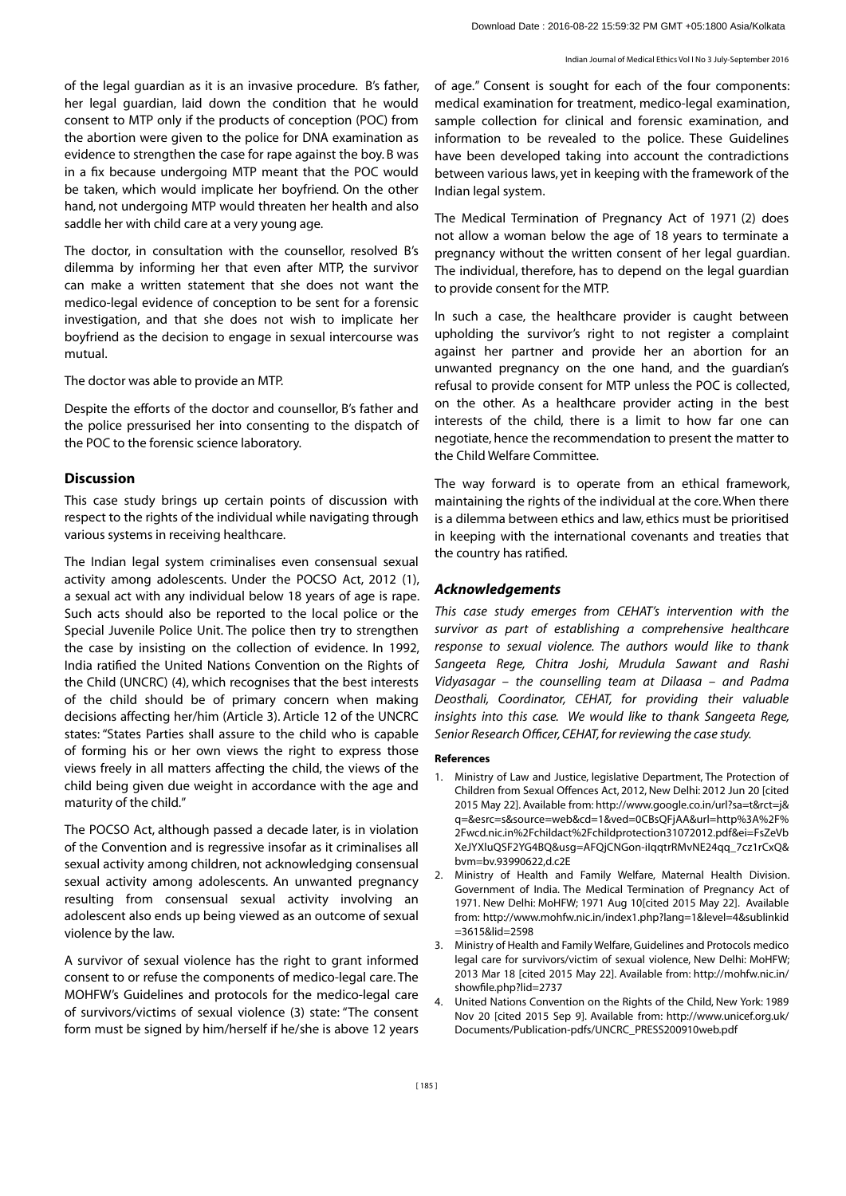of the legal guardian as it is an invasive procedure. B's father, her legal guardian, laid down the condition that he would consent to MTP only if the products of conception (POC) from the abortion were given to the police for DNA examination as evidence to strengthen the case for rape against the boy. B was in a fix because undergoing MTP meant that the POC would be taken, which would implicate her boyfriend. On the other hand, not undergoing MTP would threaten her health and also saddle her with child care at a very young age.

The doctor, in consultation with the counsellor, resolved B's dilemma by informing her that even after MTP, the survivor can make a written statement that she does not want the medico-legal evidence of conception to be sent for a forensic investigation, and that she does not wish to implicate her boyfriend as the decision to engage in sexual intercourse was mutual.

The doctor was able to provide an MTP.

Despite the efforts of the doctor and counsellor, B's father and the police pressurised her into consenting to the dispatch of the POC to the forensic science laboratory.

## Discussion

This case study brings up certain points of discussion with respect to the rights of the individual while navigating through various systems in receiving healthcare.

The Indian legal system criminalises even consensual sexual activity among adolescents. Under the POCSO Act, 2012 (1), a sexual act with any individual below 18 years of age is rape. Such acts should also be reported to the local police or the Special Juvenile Police Unit. The police then try to strengthen the case by insisting on the collection of evidence. In 1992, India ratified the United Nations Convention on the Rights of the Child (UNCRC) (4), which recognises that the best interests of the child should be of primary concern when making decisions affecting her/him (Article 3). Article 12 of the UNCRC states: "States Parties shall assure to the child who is capable of forming his or her own views the right to express those views freely in all matters affecting the child, the views of the child being given due weight in accordance with the age and maturity of the child."

The POCSO Act, although passed a decade later, is in violation of the Convention and is regressive insofar as it criminalises all sexual activity among children, not acknowledging consensual sexual activity among adolescents. An unwanted pregnancy resulting from consensual sexual activity involving an adolescent also ends up being viewed as an outcome of sexual violence by the law.

A survivor of sexual violence has the right to grant informed consent to or refuse the components of medico-legal care. The MOHFW's Guidelines and protocols for the medico-legal care of survivors/victims of sexual violence (3) state: "The consent form must be signed by him/herself if he/she is above 12 years of age." Consent is sought for each of the four components: medical examination for treatment, medico-legal examination, sample collection for clinical and forensic examination, and information to be revealed to the police. These Guidelines have been developed taking into account the contradictions between various laws, yet in keeping with the framework of the Indian legal system.

The Medical Termination of Pregnancy Act of 1971 (2) does not allow a woman below the age of 18 years to terminate a pregnancy without the written consent of her legal guardian. The individual, therefore, has to depend on the legal guardian to provide consent for the MTP.

In such a case, the healthcare provider is caught between upholding the survivor's right to not register a complaint against her partner and provide her an abortion for an unwanted pregnancy on the one hand, and the guardian's refusal to provide consent for MTP unless the POC is collected, on the other. As a healthcare provider acting in the best interests of the child, there is a limit to how far one can negotiate, hence the recommendation to present the matter to the Child Welfare Committee.

The way forward is to operate from an ethical framework, maintaining the rights of the individual at the core. When there is a dilemma between ethics and law, ethics must be prioritised in keeping with the international covenants and treaties that the country has ratified.

### *Acknowledgements*

*This case study emerges from CEHAT's intervention with the survivor as part of establishing a comprehensive healthcare response to sexual violence. The authors would like to thank Sangeeta Rege, Chitra Joshi, Mrudula Sawant and Rashi Vidyasagar – the counselling team at Dilaasa – and Padma Deosthali, Coordinator, CEHAT, for providing their valuable insights into this case. We would like to thank Sangeeta Rege, Senior Research Officer, CEHAT, for reviewing the case study.*

#### References

1. Ministry of Law and Justice, legislative Department, The Protection of Children from Sexual Offences Act, 2012, New Delhi: 2012 Jun 20 [cited 2015 May 22]. Available from: http://www.google.co.in/url?sa=t&rct=j&q=&esrc=s&source=web&cd=1&ved=0CBsQFjAA&url=http%3A%2F%2Fwcd.nic.in%2Fchildact%2Fchildprotection31072012.pdf&ei=FsZeVbXeJYXluQSF2YG4BQ&usg=AFQjCNGon-iIqqtrRMvNE24qq_7cz1rCxQ&bvm=bv.93990622,d.c2E
2. Ministry of Health and Family Welfare, Maternal Health Division. Government of India. The Medical Termination of Pregnancy Act of 1971. New Delhi: MoHFW; 1971 Aug 10[cited 2015 May 22]. Available from: http://www.mohfw.nic.in/index1.php?lang=1&level=4&sublinkid=3615&lid=2598
3. Ministry of Health and Family Welfare, Guidelines and Protocols medico legal care for survivors/victim of sexual violence, New Delhi: MoHFW; 2013 Mar 18 [cited 2015 May 22]. Available from: http://mohfw.nic.in/showfile.php?lid=2737
4. United Nations Convention on the Rights of the Child, New York: 1989 Nov 20 [cited 2015 Sep 9]. Available from: http://www.unicef.org.uk/Documents/Publication-pdfs/UNCRC_PRESS200910web.pdf